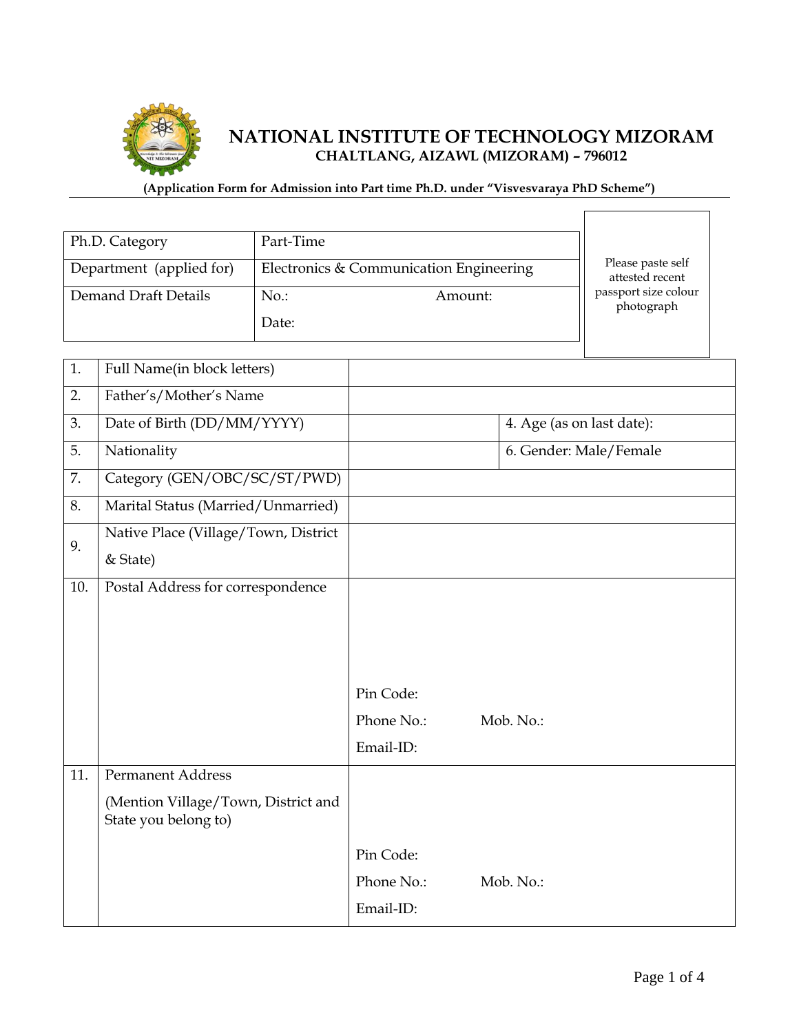# NATIONAL INSTITUTE OF TECHNOLOGY MIZORAM

**CHALTLANG, AIZAWL (MIZORAM) – 796012**

**(Application Form for Admission into Part time Ph.D. under "Visvesvaraya PhD Scheme")**

| Ph.D. Category | Part-Time | |
|---|---|---|
| Department (applied for) | Electronics & Communication Engineering | |
| Demand Draft Details | No.: | Amount: |
| | Date: | |

Please paste self attested recent passport size colour photograph

| | | | |
|---|---|---|---|
| 1. | Full Name(in block letters) | | |
| 2. | Father's/Mother's Name | | |
| 3. | Date of Birth (DD/MM/YYYY) | | 4. Age (as on last date): |
| 5. | Nationality | | 6. Gender: Male/Female |
| 7. | Category (GEN/OBC/SC/ST/PWD) | | |
| 8. | Marital Status (Married/Unmarried) | | |
| 9. | Native Place (Village/Town, District & State) | | |
| 10. | Postal Address for correspondence | Pin Code:<br>Phone No.: Mob. No.:<br>Email-ID: | |
| 11. | Permanent Address<br>(Mention Village/Town, District and State you belong to) | Pin Code:<br>Phone No.: Mob. No.:<br>Email-ID: | |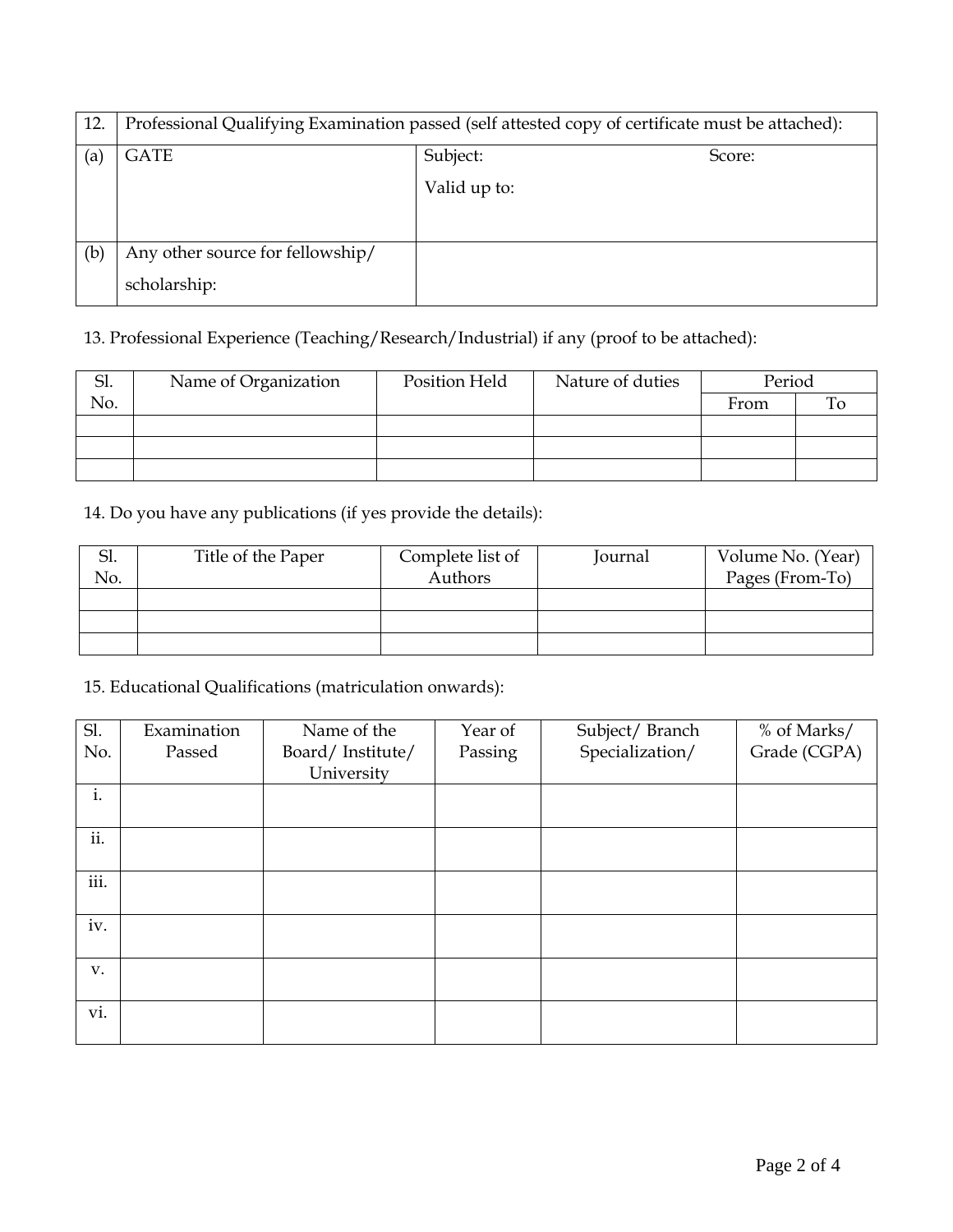| 12. | Professional Qualifying Examination passed (self attested copy of certificate must be attached): | | |
|---|---|---|---|
| (a) | GATE | Subject:<br>Valid up to: | Score: |
| (b) | Any other source for fellowship/ scholarship: | | |

13. Professional Experience (Teaching/Research/Industrial) if any (proof to be attached):

| Sl. No. | Name of Organization | Position Held | Nature of duties | Period | |
|---|---|---|---|---|---|
| | | | | From | To |
| | | | | | |
| | | | | | |
| | | | | | |

14. Do you have any publications (if yes provide the details):

| Sl. No. | Title of the Paper | Complete list of Authors | Journal | Volume No. (Year) Pages (From-To) |
|---|---|---|---|---|
| | | | | |
| | | | | |
| | | | | |

15. Educational Qualifications (matriculation onwards):

| Sl. No. | Examination Passed | Name of the Board/ Institute/ University | Year of Passing | Subject/ Branch Specialization/ | % of Marks/ Grade (CGPA) |
|---|---|---|---|---|---|
| i. | | | | | |
| ii. | | | | | |
| iii. | | | | | |
| iv. | | | | | |
| v. | | | | | |
| vi. | | | | | |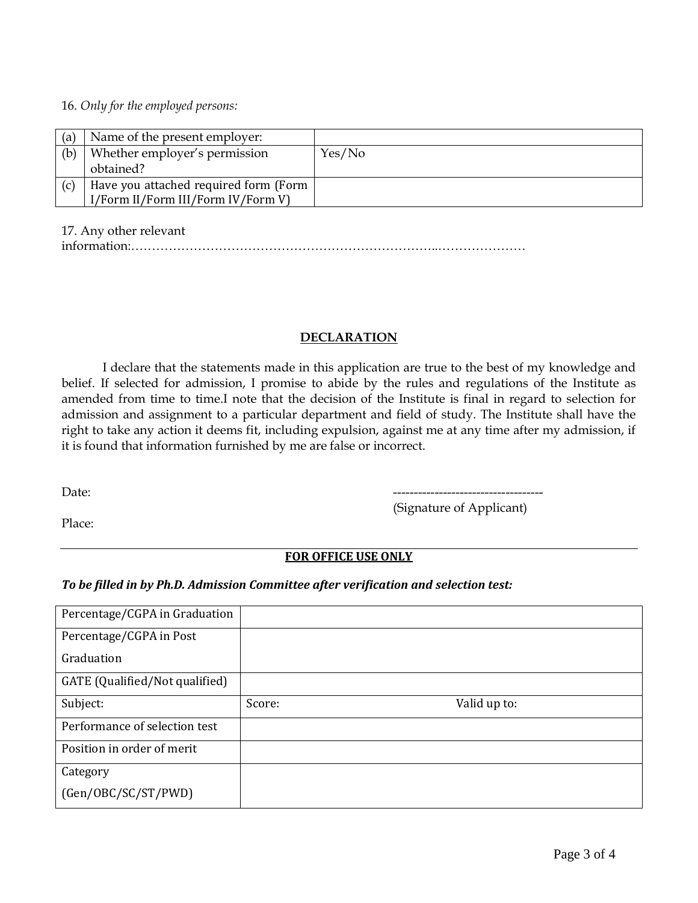16. *Only for the employed persons:*

| | | |
|---|---|---|
| (a) | Name of the present employer: | |
| (b) | Whether employer's permission obtained? | Yes/No |
| (c) | Have you attached required form (Form I/Form II/Form III/Form IV/Form V) | |

17. Any other relevant information:…………………………………………………………………..…………………

## DECLARATION

I declare that the statements made in this application are true to the best of my knowledge and belief. If selected for admission, I promise to abide by the rules and regulations of the Institute as amended from time to time.I note that the decision of the Institute is final in regard to selection for admission and assignment to a particular department and field of study. The Institute shall have the right to take any action it deems fit, including expulsion, against me at any time after my admission, if it is found that information furnished by me are false or incorrect.

Date:

-----------------------------------
(Signature of Applicant)

Place:

---

## FOR OFFICE USE ONLY

***To be filled in by Ph.D. Admission Committee after verification and selection test:***

| | | |
|---|---|---|
| Percentage/CGPA in Graduation | | |
| Percentage/CGPA in Post Graduation | | |
| GATE (Qualified/Not qualified) | | |
| Subject: | Score: | Valid up to: |
| Performance of selection test | | |
| Position in order of merit | | |
| Category (Gen/OBC/SC/ST/PWD) | | |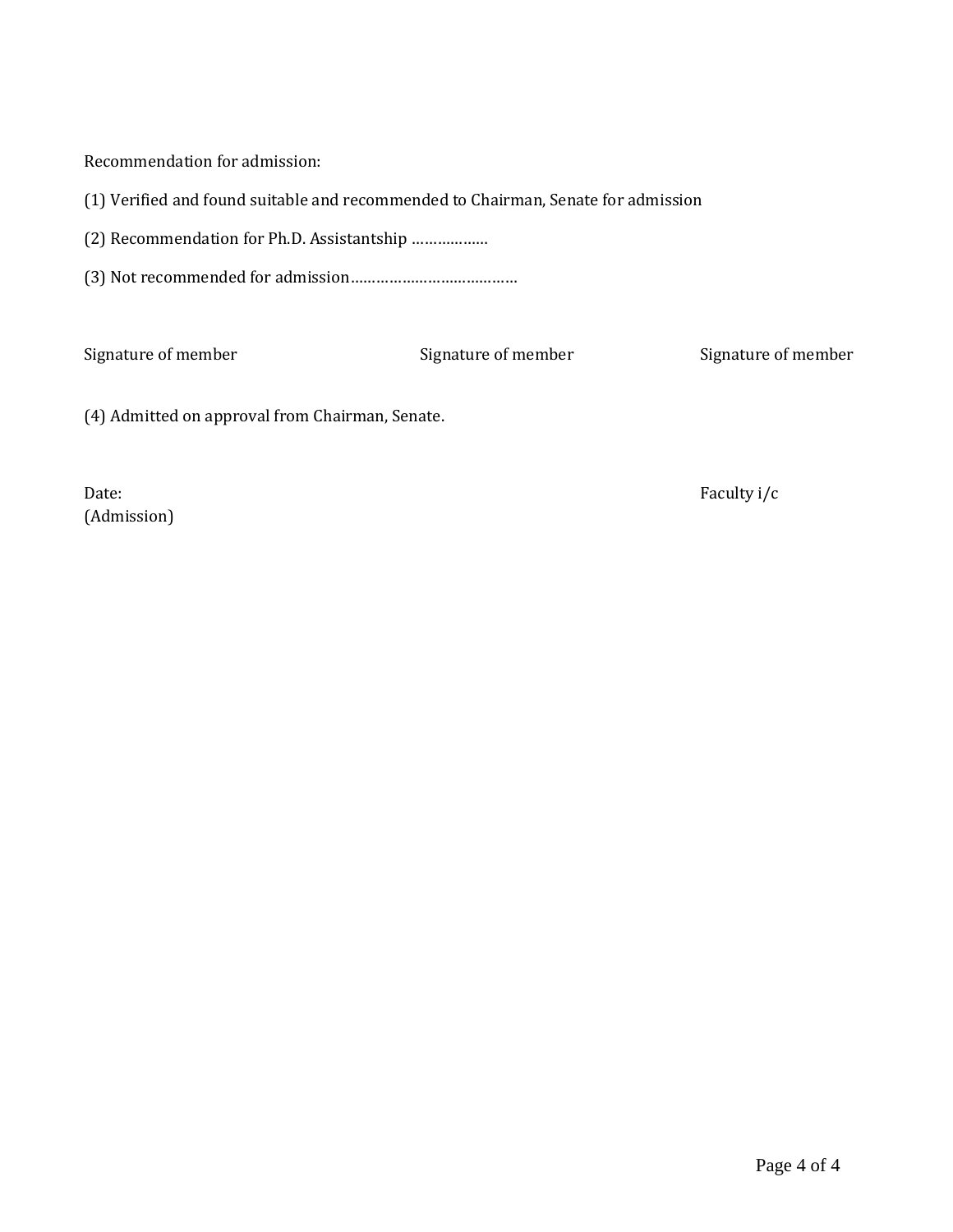Recommendation for admission:

(1) Verified and found suitable and recommended to Chairman, Senate for admission

(2) Recommendation for Ph.D. Assistantship ………………

(3) Not recommended for admission…………………………………

| | | |
|---|---|---|
| Signature of member | Signature of member | Signature of member |

(4) Admitted on approval from Chairman, Senate.

Date: Faculty i/c
(Admission)